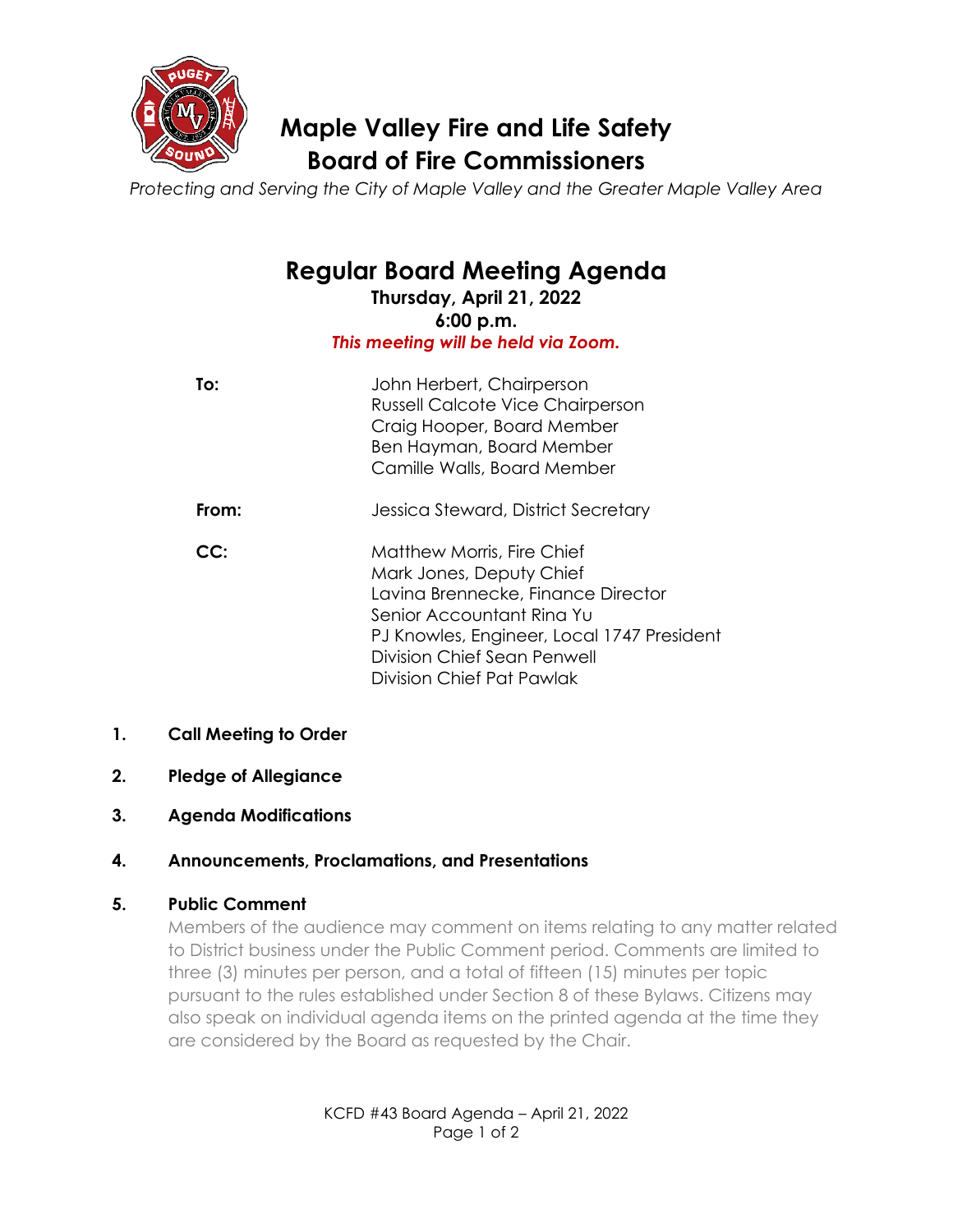# Maple Valley Fire and Life Safety Board of Fire Commissioners

*Protecting and Serving the City of Maple Valley and the Greater Maple Valley Area*

## Regular Board Meeting Agenda

**Thursday, April 21, 2022**
**6:00 p.m.**
***This meeting will be held via Zoom.***

**To:** John Herbert, Chairperson
Russell Calcote Vice Chairperson
Craig Hooper, Board Member
Ben Hayman, Board Member
Camille Walls, Board Member

**From:** Jessica Steward, District Secretary

**CC:** Matthew Morris, Fire Chief
Mark Jones, Deputy Chief
Lavina Brennecke, Finance Director
Senior Accountant Rina Yu
PJ Knowles, Engineer, Local 1747 President
Division Chief Sean Penwell
Division Chief Pat Pawlak

1. **Call Meeting to Order**

2. **Pledge of Allegiance**

3. **Agenda Modifications**

4. **Announcements, Proclamations, and Presentations**

5. **Public Comment**

   Members of the audience may comment on items relating to any matter related to District business under the Public Comment period. Comments are limited to three (3) minutes per person, and a total of fifteen (15) minutes per topic pursuant to the rules established under Section 8 of these Bylaws. Citizens may also speak on individual agenda items on the printed agenda at the time they are considered by the Board as requested by the Chair.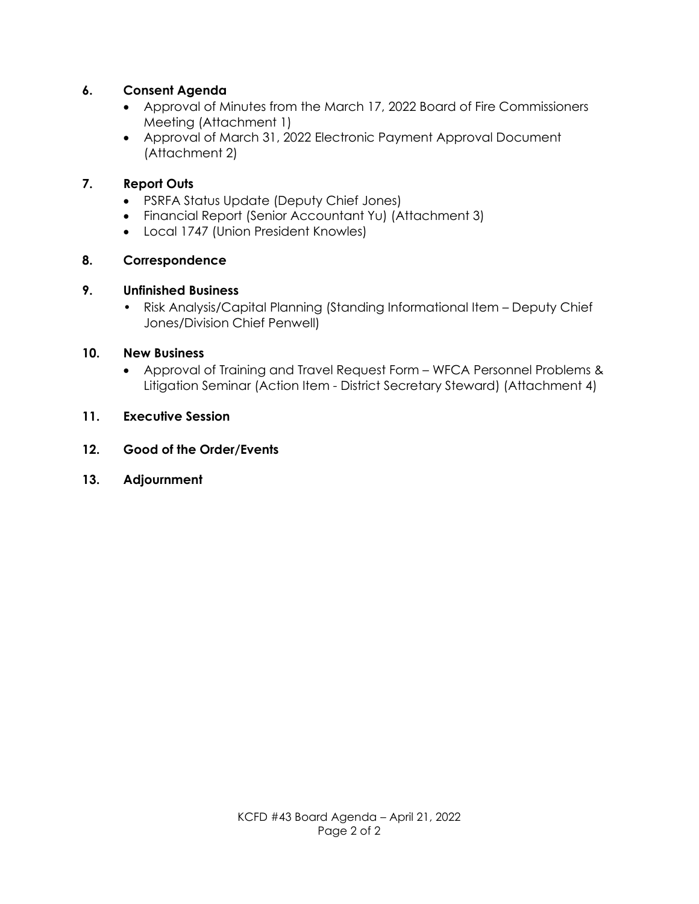**6. Consent Agenda**

- Approval of Minutes from the March 17, 2022 Board of Fire Commissioners Meeting (Attachment 1)
- Approval of March 31, 2022 Electronic Payment Approval Document (Attachment 2)

**7. Report Outs**

- PSRFA Status Update (Deputy Chief Jones)
- Financial Report (Senior Accountant Yu) (Attachment 3)
- Local 1747 (Union President Knowles)

**8. Correspondence**

**9. Unfinished Business**

- Risk Analysis/Capital Planning (Standing Informational Item – Deputy Chief Jones/Division Chief Penwell)

**10. New Business**

- Approval of Training and Travel Request Form – WFCA Personnel Problems & Litigation Seminar (Action Item - District Secretary Steward) (Attachment 4)

**11. Executive Session**

**12. Good of the Order/Events**

**13. Adjournment**